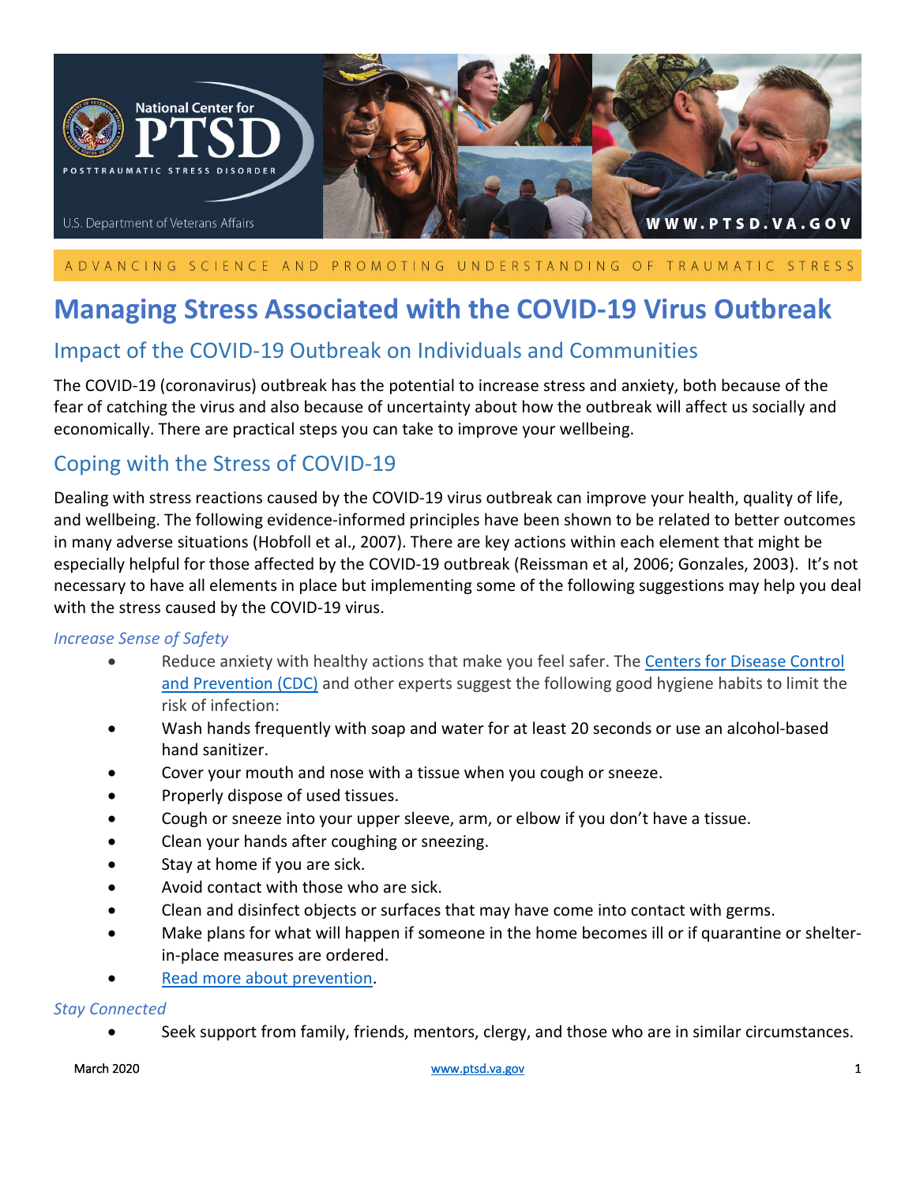National Center for PTSD

POSTTRAUMATIC STRESS DISORDER

U.S. Department of Veterans Affairs

WWW.PTSD.VA.GOV

ADVANCING SCIENCE AND PROMOTING UNDERSTANDING OF TRAUMATIC STRESS

# Managing Stress Associated with the COVID-19 Virus Outbreak

## Impact of the COVID-19 Outbreak on Individuals and Communities

The COVID-19 (coronavirus) outbreak has the potential to increase stress and anxiety, both because of the fear of catching the virus and also because of uncertainty about how the outbreak will affect us socially and economically. There are practical steps you can take to improve your wellbeing.

## Coping with the Stress of COVID-19

Dealing with stress reactions caused by the COVID-19 virus outbreak can improve your health, quality of life, and wellbeing. The following evidence-informed principles have been shown to be related to better outcomes in many adverse situations (Hobfoll et al., 2007). There are key actions within each element that might be especially helpful for those affected by the COVID-19 outbreak (Reissman et al, 2006; Gonzales, 2003). It's not necessary to have all elements in place but implementing some of the following suggestions may help you deal with the stress caused by the COVID-19 virus.

### *Increase Sense of Safety*

- Reduce anxiety with healthy actions that make you feel safer. The [Centers for Disease Control and Prevention (CDC)]() and other experts suggest the following good hygiene habits to limit the risk of infection:
- Wash hands frequently with soap and water for at least 20 seconds or use an alcohol-based hand sanitizer.
- Cover your mouth and nose with a tissue when you cough or sneeze.
- Properly dispose of used tissues.
- Cough or sneeze into your upper sleeve, arm, or elbow if you don't have a tissue.
- Clean your hands after coughing or sneezing.
- Stay at home if you are sick.
- Avoid contact with those who are sick.
- Clean and disinfect objects or surfaces that may have come into contact with germs.
- Make plans for what will happen if someone in the home becomes ill or if quarantine or shelter-in-place measures are ordered.
- [Read more about prevention]().

### *Stay Connected*

- Seek support from family, friends, mentors, clergy, and those who are in similar circumstances.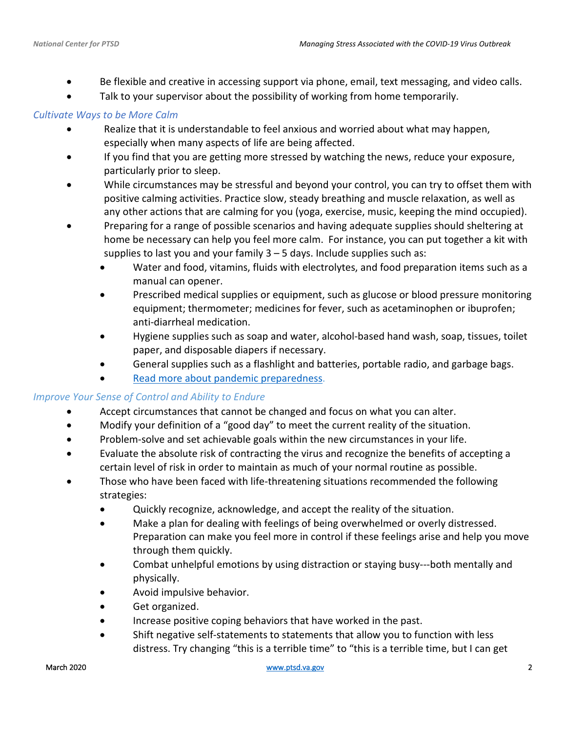- Be flexible and creative in accessing support via phone, email, text messaging, and video calls.
- Talk to your supervisor about the possibility of working from home temporarily.

### *Cultivate Ways to be More Calm*

- Realize that it is understandable to feel anxious and worried about what may happen, especially when many aspects of life are being affected.
- If you find that you are getting more stressed by watching the news, reduce your exposure, particularly prior to sleep.
- While circumstances may be stressful and beyond your control, you can try to offset them with positive calming activities. Practice slow, steady breathing and muscle relaxation, as well as any other actions that are calming for you (yoga, exercise, music, keeping the mind occupied).
- Preparing for a range of possible scenarios and having adequate supplies should sheltering at home be necessary can help you feel more calm. For instance, you can put together a kit with supplies to last you and your family 3 – 5 days. Include supplies such as:
  - Water and food, vitamins, fluids with electrolytes, and food preparation items such as a manual can opener.
  - Prescribed medical supplies or equipment, such as glucose or blood pressure monitoring equipment; thermometer; medicines for fever, such as acetaminophen or ibuprofen; anti-diarrheal medication.
  - Hygiene supplies such as soap and water, alcohol-based hand wash, soap, tissues, toilet paper, and disposable diapers if necessary.
  - General supplies such as a flashlight and batteries, portable radio, and garbage bags.
  - Read more about pandemic preparedness.

### *Improve Your Sense of Control and Ability to Endure*

- Accept circumstances that cannot be changed and focus on what you can alter.
- Modify your definition of a "good day" to meet the current reality of the situation.
- Problem-solve and set achievable goals within the new circumstances in your life.
- Evaluate the absolute risk of contracting the virus and recognize the benefits of accepting a certain level of risk in order to maintain as much of your normal routine as possible.
- Those who have been faced with life-threatening situations recommended the following strategies:
  - Quickly recognize, acknowledge, and accept the reality of the situation.
  - Make a plan for dealing with feelings of being overwhelmed or overly distressed. Preparation can make you feel more in control if these feelings arise and help you move through them quickly.
  - Combat unhelpful emotions by using distraction or staying busy---both mentally and physically.
  - Avoid impulsive behavior.
  - Get organized.
  - Increase positive coping behaviors that have worked in the past.
  - Shift negative self-statements to statements that allow you to function with less distress. Try changing "this is a terrible time" to "this is a terrible time, but I can get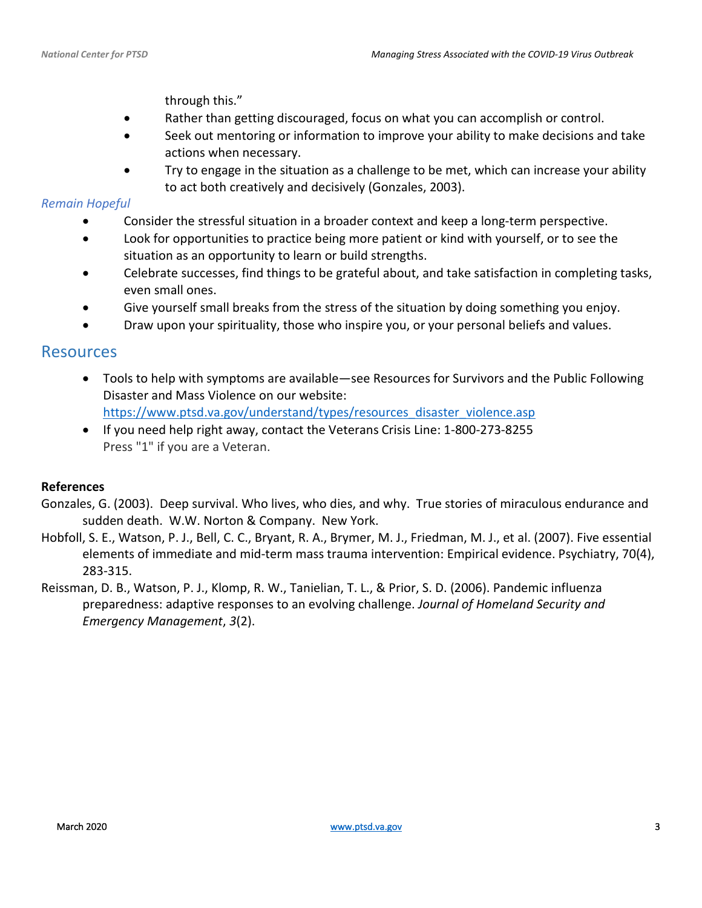through this."

- Rather than getting discouraged, focus on what you can accomplish or control.
- Seek out mentoring or information to improve your ability to make decisions and take actions when necessary.
- Try to engage in the situation as a challenge to be met, which can increase your ability to act both creatively and decisively (Gonzales, 2003).

### *Remain Hopeful*

- Consider the stressful situation in a broader context and keep a long-term perspective.
- Look for opportunities to practice being more patient or kind with yourself, or to see the situation as an opportunity to learn or build strengths.
- Celebrate successes, find things to be grateful about, and take satisfaction in completing tasks, even small ones.
- Give yourself small breaks from the stress of the situation by doing something you enjoy.
- Draw upon your spirituality, those who inspire you, or your personal beliefs and values.

## Resources

- Tools to help with symptoms are available—see Resources for Survivors and the Public Following Disaster and Mass Violence on our website: https://www.ptsd.va.gov/understand/types/resources_disaster_violence.asp
- If you need help right away, contact the Veterans Crisis Line: 1-800-273-8255
  Press "1" if you are a Veteran.

**References**

Gonzales, G. (2003). Deep survival. Who lives, who dies, and why. True stories of miraculous endurance and sudden death. W.W. Norton & Company. New York.

Hobfoll, S. E., Watson, P. J., Bell, C. C., Bryant, R. A., Brymer, M. J., Friedman, M. J., et al. (2007). Five essential elements of immediate and mid-term mass trauma intervention: Empirical evidence. Psychiatry, 70(4), 283-315.

Reissman, D. B., Watson, P. J., Klomp, R. W., Tanielian, T. L., & Prior, S. D. (2006). Pandemic influenza preparedness: adaptive responses to an evolving challenge. *Journal of Homeland Security and Emergency Management*, *3*(2).